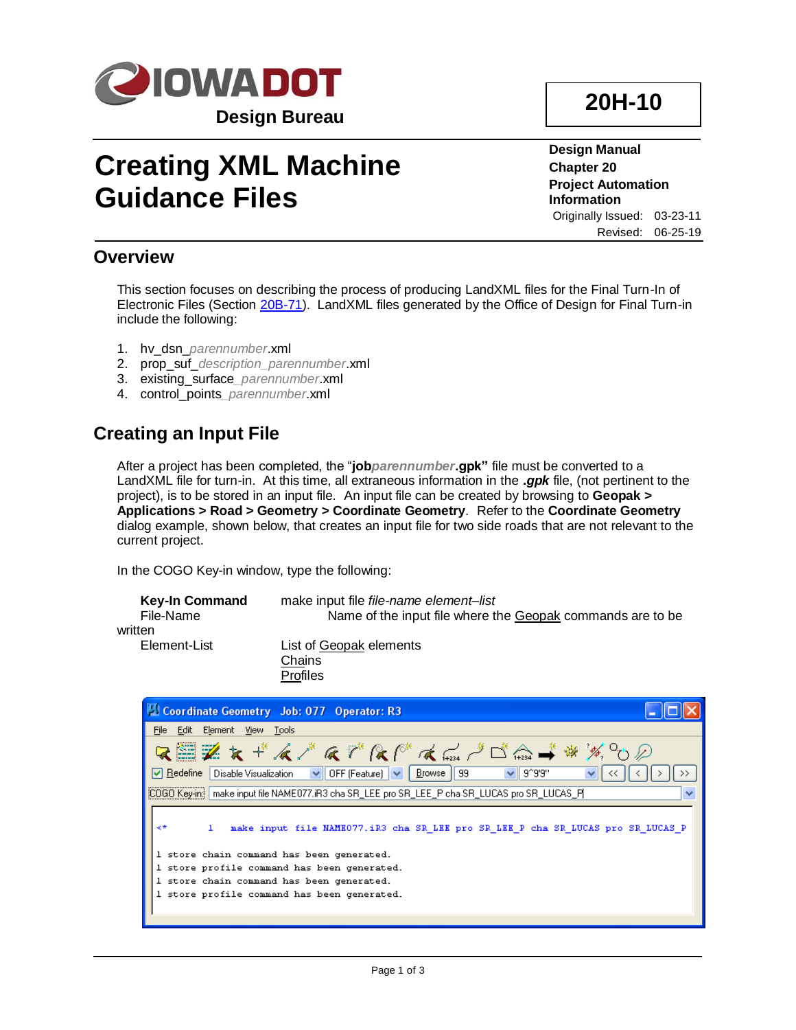IOWADOT

Design Bureau

**20H-10**

# Creating XML Machine Guidance Files

**Design Manual**
**Chapter 20**
**Project Automation Information**
Originally Issued: 03-23-11
Revised: 06-25-19

## Overview

This section focuses on describing the process of producing LandXML files for the Final Turn-In of Electronic Files (Section 20B-71). LandXML files generated by the Office of Design for Final Turn-in include the following:

1. hv_dsn_*parennumber*.xml
2. prop_suf_*description_parennumber*.xml
3. existing_surface_*parennumber*.xml
4. control_points_*parennumber*.xml

## Creating an Input File

After a project has been completed, the "**job*parennumber*.gpk"** file must be converted to a LandXML file for turn-in. At this time, all extraneous information in the ***.gpk*** file, (not pertinent to the project), is to be stored in an input file. An input file can be created by browsing to **Geopak > Applications > Road > Geometry > Coordinate Geometry**. Refer to the **Coordinate Geometry** dialog example, shown below, that creates an input file for two side roads that are not relevant to the current project.

In the COGO Key-in window, type the following:

| | |
|---|---|
| **Key-In Command** | make input file *file-name element–list* |
| File-Name | Name of the input file where the Geopak commands are to be written |
| Element-List | List of Geopak elements<br>Chains<br>Profiles |

```
Coordinate Geometry  Job: 077  Operator: R3
COGO Key-in: make input file NAME077.iR3 cha SR_LEE pro SR_LEE_P cha SR_LUCAS pro SR_LUCAS_P

<*      1    make input file NAME077.iR3 cha SR_LEE pro SR_LEE_P cha SR_LUCAS pro SR_LUCAS_P

1 store chain command has been generated.
1 store profile command has been generated.
1 store chain command has been generated.
1 store profile command has been generated.
```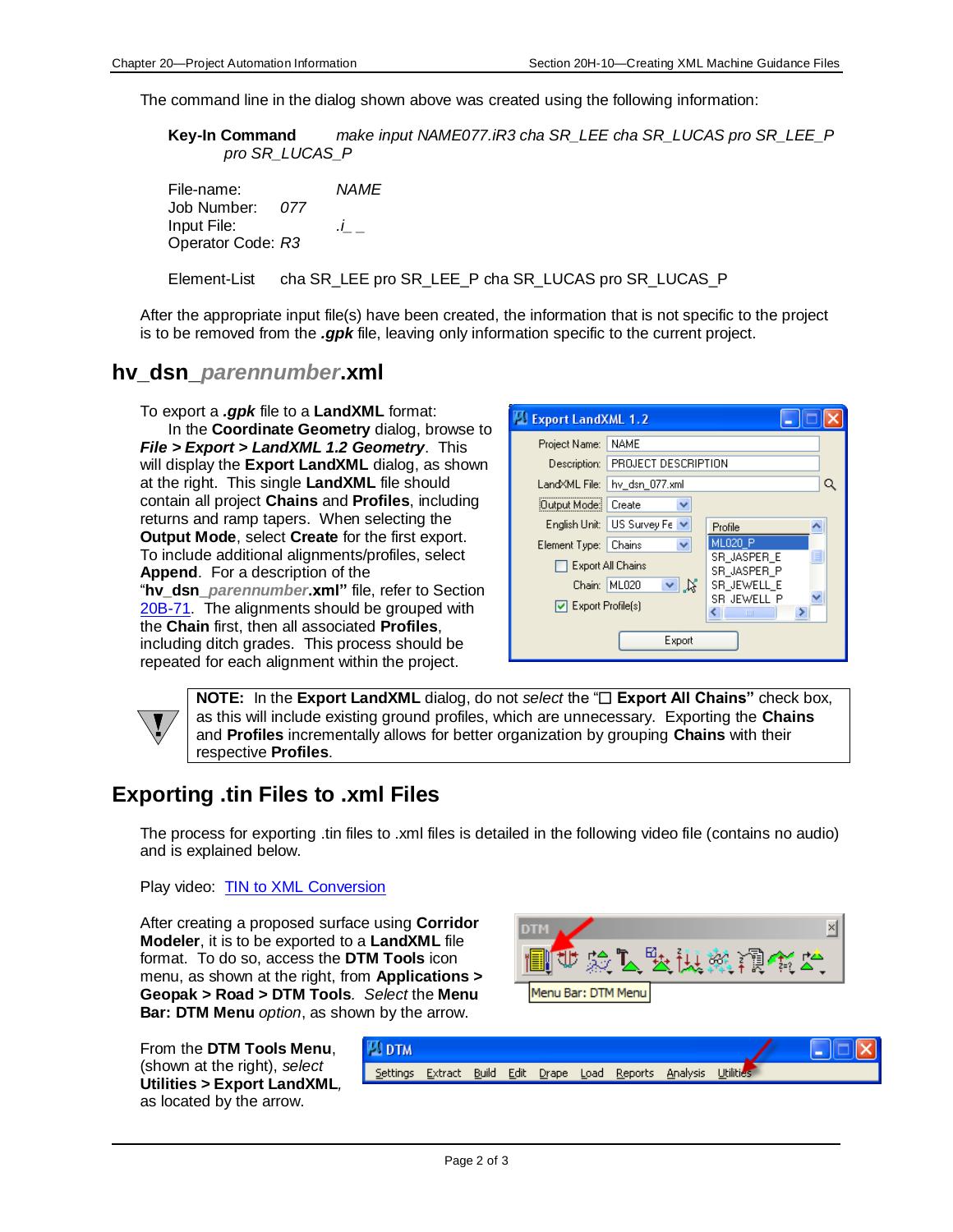The command line in the dialog shown above was created using the following information:

**Key-In Command** *make input NAME077.iR3 cha SR_LEE cha SR_LUCAS pro SR_LEE_P pro SR_LUCAS_P*

File-name: *NAME*
Job Number: *077*
Input File: *.i_ _*
Operator Code: *R3*

Element-List cha SR_LEE pro SR_LEE_P cha SR_LUCAS pro SR_LUCAS_P

After the appropriate input file(s) have been created, the information that is not specific to the project is to be removed from the ***.gpk*** file, leaving only information specific to the current project.

## hv_dsn_*parennumber*.xml

To export a ***.gpk*** file to a **LandXML** format:

In the **Coordinate Geometry** dialog, browse to ***File > Export > LandXML 1.2 Geometry***. This will display the **Export LandXML** dialog, as shown at the right. This single **LandXML** file should contain all project **Chains** and **Profiles**, including returns and ramp tapers. When selecting the **Output Mode**, select **Create** for the first export. To include additional alignments/profiles, select **Append**. For a description of the "**hv_dsn_*parennumber*.xml"** file, refer to Section 20B-71. The alignments should be grouped with the **Chain** first, then all associated **Profiles**, including ditch grades. This process should be repeated for each alignment within the project.

**NOTE:** In the **Export LandXML** dialog, do not *select* the "☐ **Export All Chains"** check box, as this will include existing ground profiles, which are unnecessary. Exporting the **Chains** and **Profiles** incrementally allows for better organization by grouping **Chains** with their respective **Profiles**.

## Exporting .tin Files to .xml Files

The process for exporting .tin files to .xml files is detailed in the following video file (contains no audio) and is explained below.

Play video: TIN to XML Conversion

After creating a proposed surface using **Corridor Modeler**, it is to be exported to a **LandXML** file format. To do so, access the **DTM Tools** icon menu, as shown at the right, from **Applications > Geopak > Road > DTM Tools**. *Select* the **Menu Bar: DTM Menu** *option*, as shown by the arrow.

From the **DTM Tools Menu**, (shown at the right), *select* **Utilities > Export LandXML**, as located by the arrow.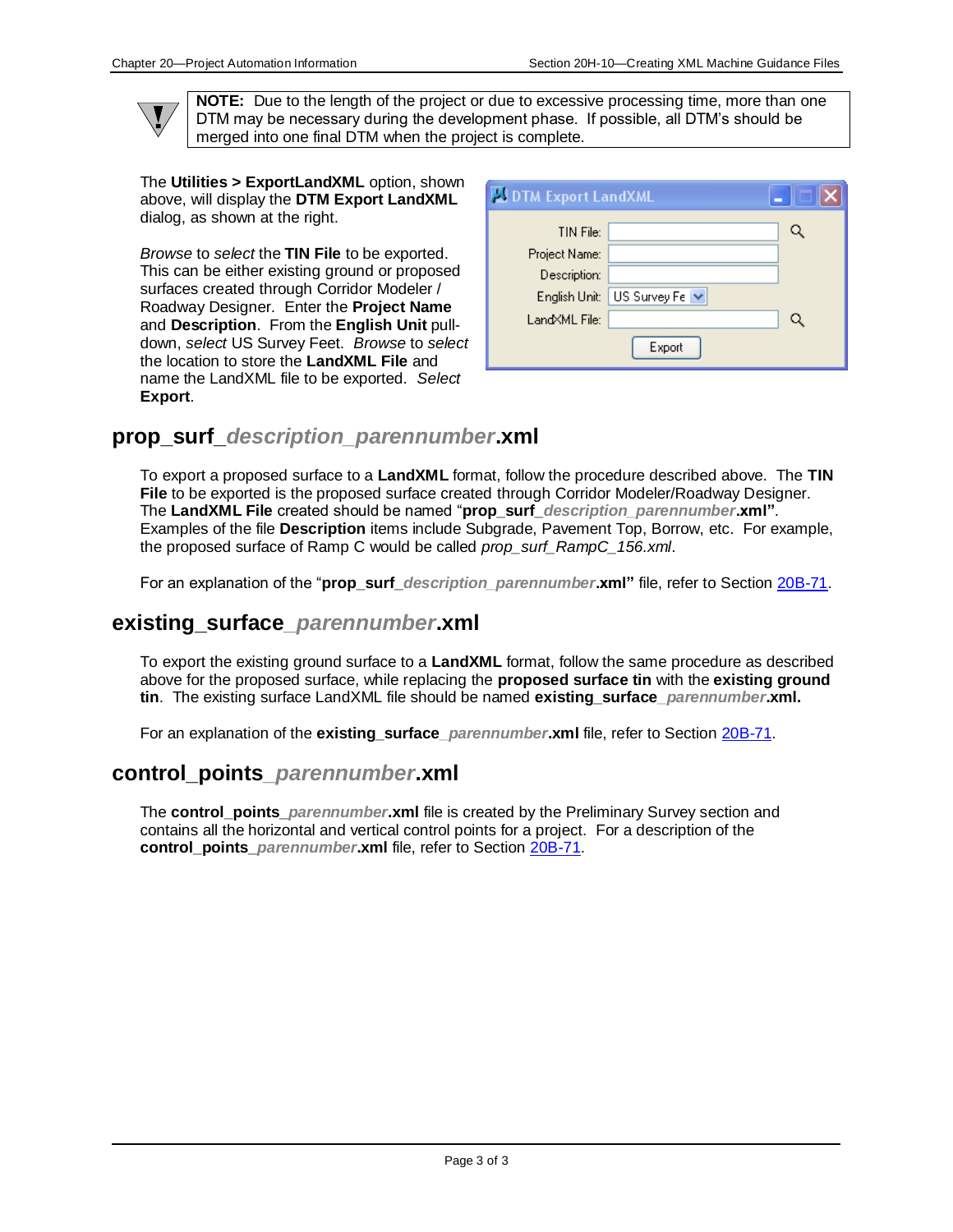**NOTE:** Due to the length of the project or due to excessive processing time, more than one DTM may be necessary during the development phase. If possible, all DTM's should be merged into one final DTM when the project is complete.

The **Utilities > ExportLandXML** option, shown above, will display the **DTM Export LandXML** dialog, as shown at the right.

*Browse* to *select* the **TIN File** to be exported. This can be either existing ground or proposed surfaces created through Corridor Modeler / Roadway Designer. Enter the **Project Name** and **Description**. From the **English Unit** pull-down, *select* US Survey Feet. *Browse* to *select* the location to store the **LandXML File** and name the LandXML file to be exported. *Select* **Export**.

DTM Export LandXML

TIN File:
Project Name:
Description:
English Unit: US Survey Fe
LandXML File:
Export

## prop_surf_*description_parennumber*.xml

To export a proposed surface to a **LandXML** format, follow the procedure described above. The **TIN File** to be exported is the proposed surface created through Corridor Modeler/Roadway Designer. The **LandXML File** created should be named "**prop_surf_*description_parennumber*.xml"**. Examples of the file **Description** items include Subgrade, Pavement Top, Borrow, etc. For example, the proposed surface of Ramp C would be called *prop_surf_RampC_156.xml*.

For an explanation of the "**prop_surf_*description_parennumber*.xml"** file, refer to Section 20B-71.

## existing_surface_*parennumber*.xml

To export the existing ground surface to a **LandXML** format, follow the same procedure as described above for the proposed surface, while replacing the **proposed surface tin** with the **existing ground tin**. The existing surface LandXML file should be named **existing_surface_*parennumber*.xml.**

For an explanation of the **existing_surface_*parennumber*.xml** file, refer to Section 20B-71.

## control_points_*parennumber*.xml

The **control_points_*parennumber*.xml** file is created by the Preliminary Survey section and contains all the horizontal and vertical control points for a project. For a description of the **control_points_*parennumber*.xml** file, refer to Section 20B-71.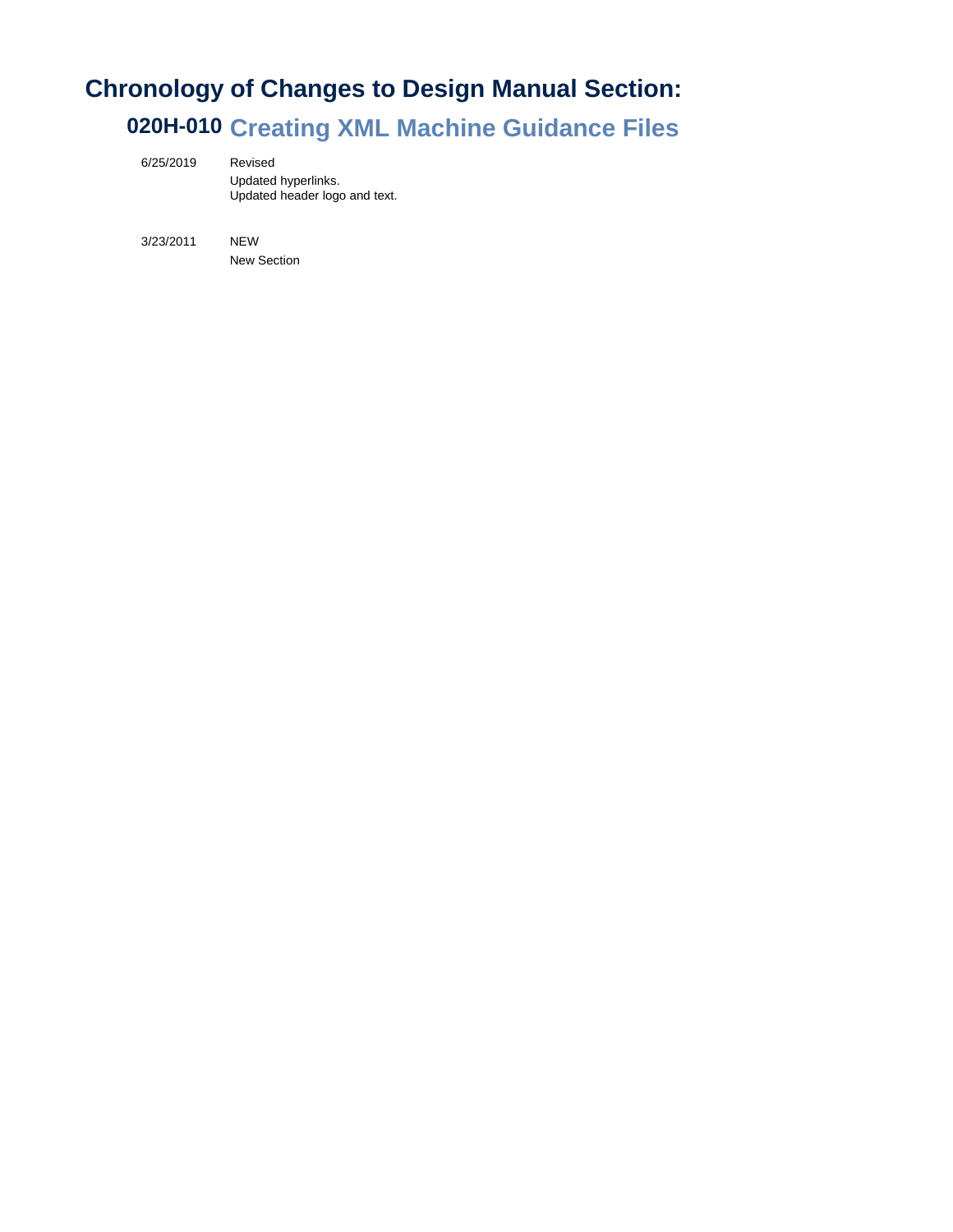# Chronology of Changes to Design Manual Section:

## 020H-010 Creating XML Machine Guidance Files

| | | |
|---|---|---|
| 6/25/2019 | Revised | Updated hyperlinks.<br>Updated header logo and text. |
| 3/23/2011 | NEW | New Section |